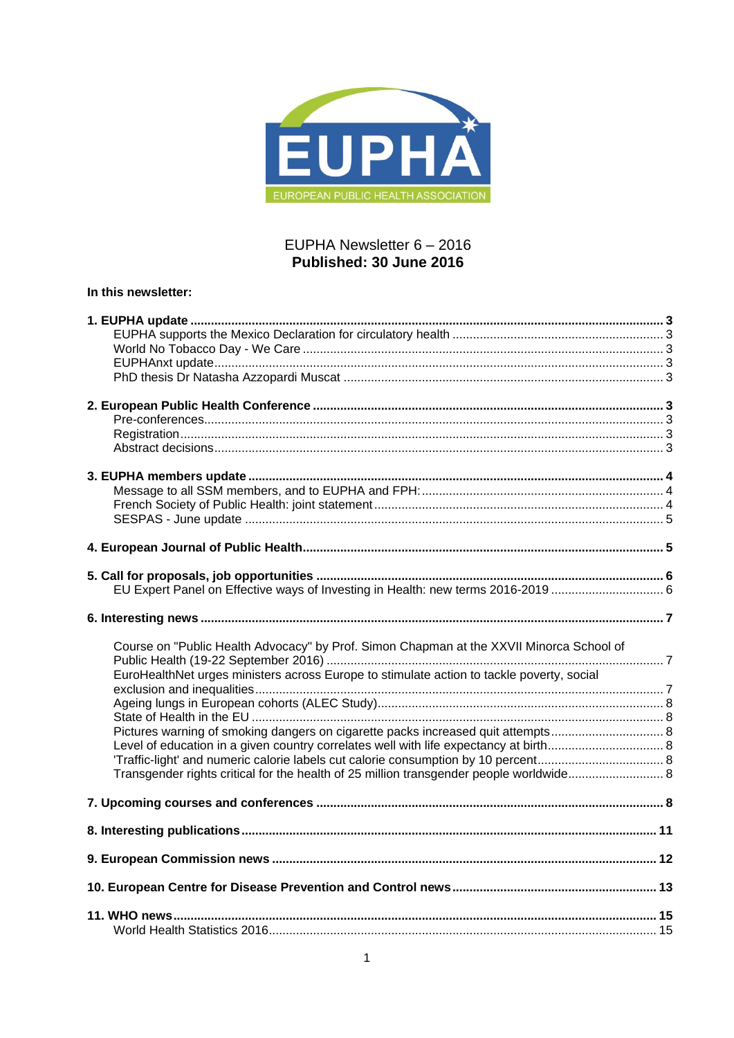EUPHA

EUROPEAN PUBLIC HEALTH ASSOCIATION

EUPHA Newsletter 6 – 2016

**Published: 30 June 2016**

**In this newsletter:**

**1. EUPHA update ... 3**
- EUPHA supports the Mexico Declaration for circulatory health ... 3
- World No Tobacco Day - We Care ... 3
- EUPHAnxt update ... 3
- PhD thesis Dr Natasha Azzopardi Muscat ... 3

**2. European Public Health Conference ... 3**
- Pre-conferences ... 3
- Registration ... 3
- Abstract decisions ... 3

**3. EUPHA members update ... 4**
- Message to all SSM members, and to EUPHA and FPH: ... 4
- French Society of Public Health: joint statement ... 4
- SESPAS - June update ... 5

**4. European Journal of Public Health ... 5**

**5. Call for proposals, job opportunities ... 6**
- EU Expert Panel on Effective ways of Investing in Health: new terms 2016-2019 ... 6

**6. Interesting news ... 7**
- Course on "Public Health Advocacy" by Prof. Simon Chapman at the XXVII Minorca School of Public Health (19-22 September 2016) ... 7
- EuroHealthNet urges ministers across Europe to stimulate action to tackle poverty, social exclusion and inequalities ... 7
- Ageing lungs in European cohorts (ALEC Study) ... 8
- State of Health in the EU ... 8
- Pictures warning of smoking dangers on cigarette packs increased quit attempts ... 8
- Level of education in a given country correlates well with life expectancy at birth ... 8
- 'Traffic-light' and numeric calorie labels cut calorie consumption by 10 percent ... 8
- Transgender rights critical for the health of 25 million transgender people worldwide ... 8

**7. Upcoming courses and conferences ... 8**

**8. Interesting publications ... 11**

**9. European Commission news ... 12**

**10. European Centre for Disease Prevention and Control news ... 13**

**11. WHO news ... 15**
- World Health Statistics 2016 ... 15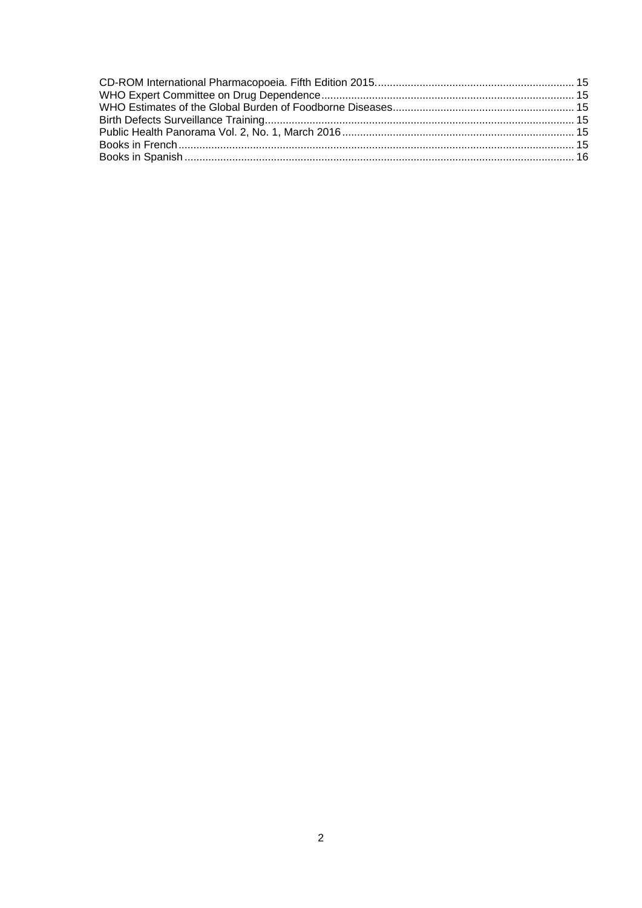CD-ROM International Pharmacopoeia. Fifth Edition 2015. .................................................................. 15
WHO Expert Committee on Drug Dependence .................................................................................... 15
WHO Estimates of the Global Burden of Foodborne Diseases ............................................................ 15
Birth Defects Surveillance Training ...................................................................................................... 15
Public Health Panorama Vol. 2, No. 1, March 2016 ............................................................................. 15
Books in French .................................................................................................................................... 15
Books in Spanish .................................................................................................................................. 16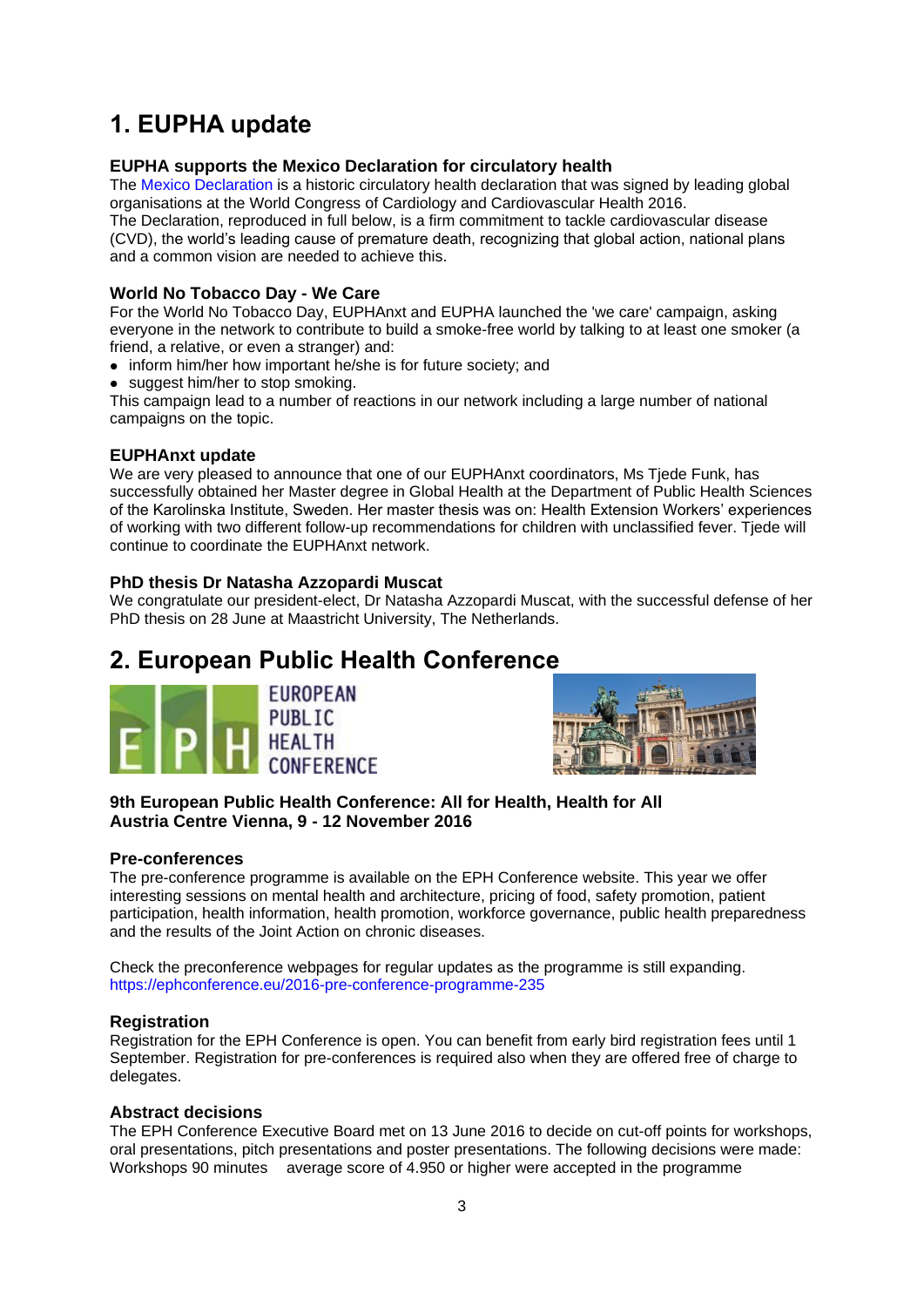# 1. EUPHA update

### EUPHA supports the Mexico Declaration for circulatory health

The Mexico Declaration is a historic circulatory health declaration that was signed by leading global organisations at the World Congress of Cardiology and Cardiovascular Health 2016.
The Declaration, reproduced in full below, is a firm commitment to tackle cardiovascular disease (CVD), the world's leading cause of premature death, recognizing that global action, national plans and a common vision are needed to achieve this.

### World No Tobacco Day - We Care

For the World No Tobacco Day, EUPHAnxt and EUPHA launched the 'we care' campaign, asking everyone in the network to contribute to build a smoke-free world by talking to at least one smoker (a friend, a relative, or even a stranger) and:

- inform him/her how important he/she is for future society; and
- suggest him/her to stop smoking.

This campaign lead to a number of reactions in our network including a large number of national campaigns on the topic.

### EUPHAnxt update

We are very pleased to announce that one of our EUPHAnxt coordinators, Ms Tjede Funk, has successfully obtained her Master degree in Global Health at the Department of Public Health Sciences of the Karolinska Institute, Sweden. Her master thesis was on: Health Extension Workers' experiences of working with two different follow-up recommendations for children with unclassified fever. Tjede will continue to coordinate the EUPHAnxt network.

### PhD thesis Dr Natasha Azzopardi Muscat

We congratulate our president-elect, Dr Natasha Azzopardi Muscat, with the successful defense of her PhD thesis on 28 June at Maastricht University, The Netherlands.

# 2. European Public Health Conference

EUROPEAN PUBLIC HEALTH CONFERENCE

### 9th European Public Health Conference: All for Health, Health for All
### Austria Centre Vienna, 9 - 12 November 2016

### Pre-conferences

The pre-conference programme is available on the EPH Conference website. This year we offer interesting sessions on mental health and architecture, pricing of food, safety promotion, patient participation, health information, health promotion, workforce governance, public health preparedness and the results of the Joint Action on chronic diseases.

Check the preconference webpages for regular updates as the programme is still expanding.
https://ephconference.eu/2016-pre-conference-programme-235

### Registration

Registration for the EPH Conference is open. You can benefit from early bird registration fees until 1 September. Registration for pre-conferences is required also when they are offered free of charge to delegates.

### Abstract decisions

The EPH Conference Executive Board met on 13 June 2016 to decide on cut-off points for workshops, oral presentations, pitch presentations and poster presentations. The following decisions were made:
Workshops 90 minutes average score of 4.950 or higher were accepted in the programme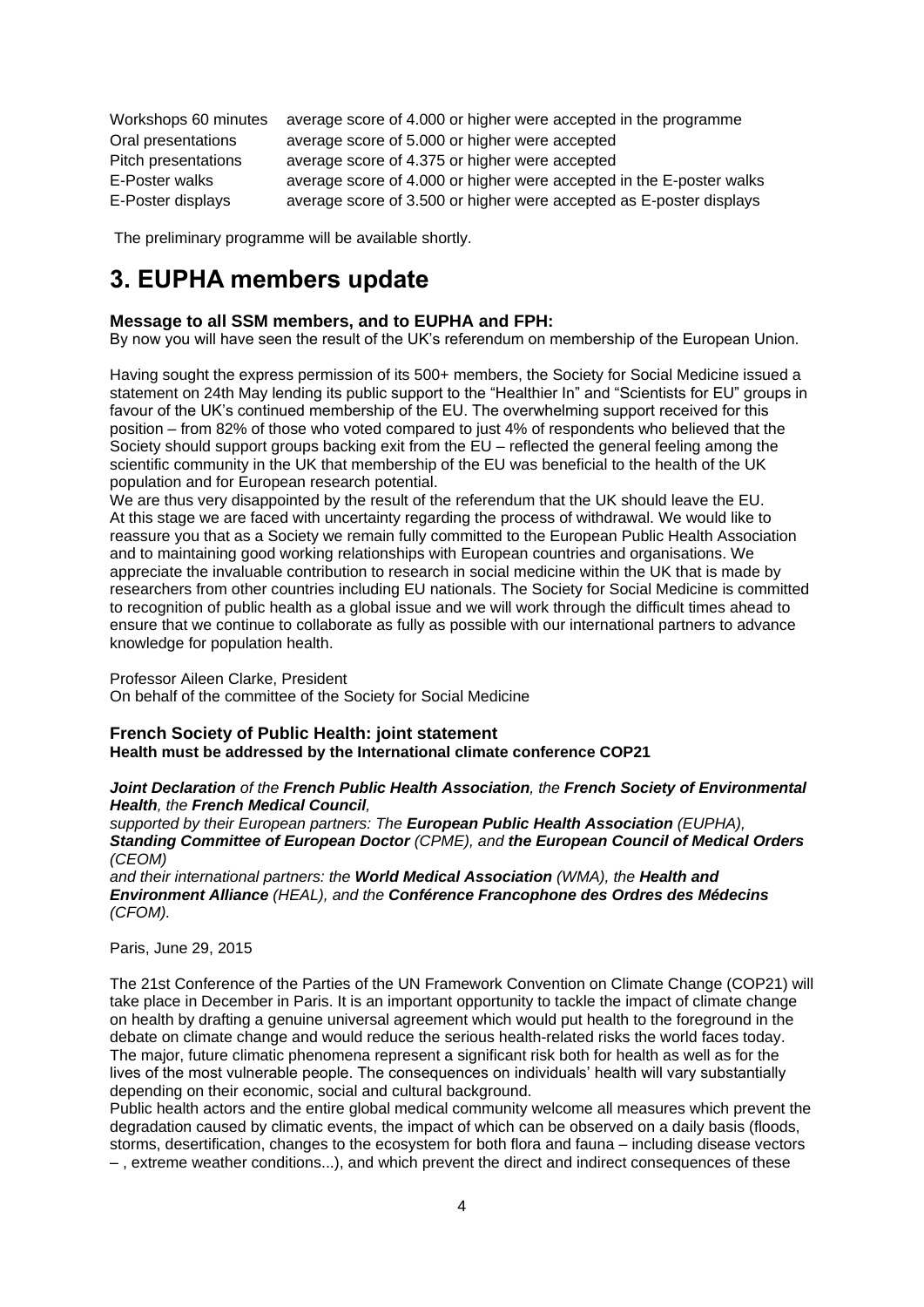| | |
|---|---|
| Workshops 60 minutes | average score of 4.000 or higher were accepted in the programme |
| Oral presentations | average score of 5.000 or higher were accepted |
| Pitch presentations | average score of 4.375 or higher were accepted |
| E-Poster walks | average score of 4.000 or higher were accepted in the E-poster walks |
| E-Poster displays | average score of 3.500 or higher were accepted as E-poster displays |

The preliminary programme will be available shortly.

# 3. EUPHA members update

### Message to all SSM members, and to EUPHA and FPH:

By now you will have seen the result of the UK's referendum on membership of the European Union.

Having sought the express permission of its 500+ members, the Society for Social Medicine issued a statement on 24th May lending its public support to the "Healthier In" and "Scientists for EU" groups in favour of the UK's continued membership of the EU. The overwhelming support received for this position – from 82% of those who voted compared to just 4% of respondents who believed that the Society should support groups backing exit from the EU – reflected the general feeling among the scientific community in the UK that membership of the EU was beneficial to the health of the UK population and for European research potential.

We are thus very disappointed by the result of the referendum that the UK should leave the EU. At this stage we are faced with uncertainty regarding the process of withdrawal. We would like to reassure you that as a Society we remain fully committed to the European Public Health Association and to maintaining good working relationships with European countries and organisations. We appreciate the invaluable contribution to research in social medicine within the UK that is made by researchers from other countries including EU nationals. The Society for Social Medicine is committed to recognition of public health as a global issue and we will work through the difficult times ahead to ensure that we continue to collaborate as fully as possible with our international partners to advance knowledge for population health.

Professor Aileen Clarke, President
On behalf of the committee of the Society for Social Medicine

### French Society of Public Health: joint statement
**Health must be addressed by the International climate conference COP21**

***Joint Declaration** of the **French Public Health Association**, the **French Society of Environmental Health**, the **French Medical Council**,*
*supported by their European partners: The **European Public Health Association** (EUPHA), **Standing Committee of European Doctor** (CPME), and **the European Council of Medical Orders** (CEOM)*
*and their international partners: the **World Medical Association** (WMA), the **Health and Environment Alliance** (HEAL), and the **Conférence Francophone des Ordres des Médecins** (CFOM).*

Paris, June 29, 2015

The 21st Conference of the Parties of the UN Framework Convention on Climate Change (COP21) will take place in December in Paris. It is an important opportunity to tackle the impact of climate change on health by drafting a genuine universal agreement which would put health to the foreground in the debate on climate change and would reduce the serious health-related risks the world faces today. The major, future climatic phenomena represent a significant risk both for health as well as for the lives of the most vulnerable people. The consequences on individuals' health will vary substantially depending on their economic, social and cultural background.

Public health actors and the entire global medical community welcome all measures which prevent the degradation caused by climatic events, the impact of which can be observed on a daily basis (floods, storms, desertification, changes to the ecosystem for both flora and fauna – including disease vectors – , extreme weather conditions...), and which prevent the direct and indirect consequences of these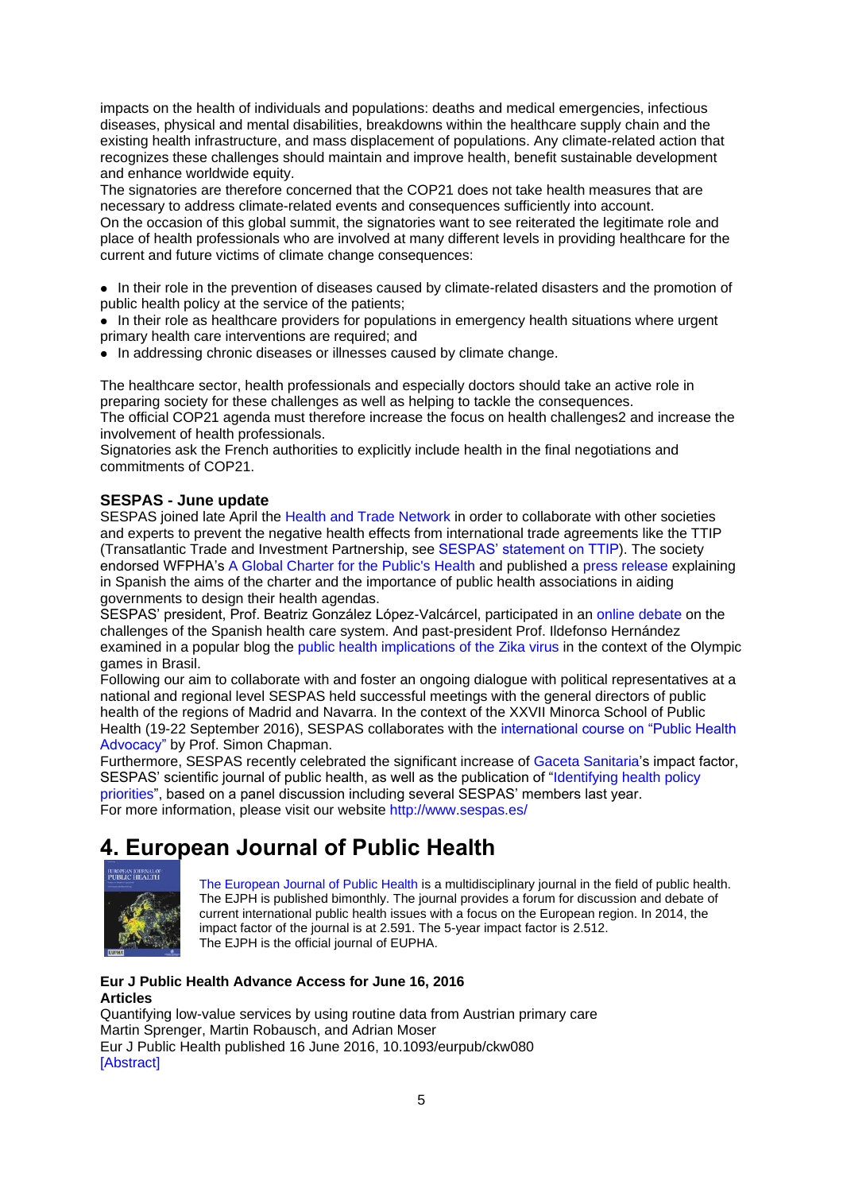impacts on the health of individuals and populations: deaths and medical emergencies, infectious diseases, physical and mental disabilities, breakdowns within the healthcare supply chain and the existing health infrastructure, and mass displacement of populations. Any climate-related action that recognizes these challenges should maintain and improve health, benefit sustainable development and enhance worldwide equity.
The signatories are therefore concerned that the COP21 does not take health measures that are necessary to address climate-related events and consequences sufficiently into account.
On the occasion of this global summit, the signatories want to see reiterated the legitimate role and place of health professionals who are involved at many different levels in providing healthcare for the current and future victims of climate change consequences:

- In their role in the prevention of diseases caused by climate-related disasters and the promotion of public health policy at the service of the patients;
- In their role as healthcare providers for populations in emergency health situations where urgent primary health care interventions are required; and
- In addressing chronic diseases or illnesses caused by climate change.

The healthcare sector, health professionals and especially doctors should take an active role in preparing society for these challenges as well as helping to tackle the consequences.
The official COP21 agenda must therefore increase the focus on health challenges2 and increase the involvement of health professionals.
Signatories ask the French authorities to explicitly include health in the final negotiations and commitments of COP21.

**SESPAS - June update**
SESPAS joined late April the Health and Trade Network in order to collaborate with other societies and experts to prevent the negative health effects from international trade agreements like the TTIP (Transatlantic Trade and Investment Partnership, see SESPAS' statement on TTIP). The society endorsed WFPHA's A Global Charter for the Public's Health and published a press release explaining in Spanish the aims of the charter and the importance of public health associations in aiding governments to design their health agendas.
SESPAS' president, Prof. Beatriz González López-Valcárcel, participated in an online debate on the challenges of the Spanish health care system. And past-president Prof. Ildefonso Hernández examined in a popular blog the public health implications of the Zika virus in the context of the Olympic games in Brasil.
Following our aim to collaborate with and foster an ongoing dialogue with political representatives at a national and regional level SESPAS held successful meetings with the general directors of public health of the regions of Madrid and Navarra. In the context of the XXVII Minorca School of Public Health (19-22 September 2016), SESPAS collaborates with the international course on "Public Health Advocacy" by Prof. Simon Chapman.
Furthermore, SESPAS recently celebrated the significant increase of Gaceta Sanitaria's impact factor, SESPAS' scientific journal of public health, as well as the publication of "Identifying health policy priorities", based on a panel discussion including several SESPAS' members last year.
For more information, please visit our website http://www.sespas.es/

# 4. European Journal of Public Health

The European Journal of Public Health is a multidisciplinary journal in the field of public health. The EJPH is published bimonthly. The journal provides a forum for discussion and debate of current international public health issues with a focus on the European region. In 2014, the impact factor of the journal is at 2.591. The 5-year impact factor is 2.512.
The EJPH is the official journal of EUPHA.

**Eur J Public Health Advance Access for June 16, 2016**
**Articles**
Quantifying low-value services by using routine data from Austrian primary care
Martin Sprenger, Martin Robausch, and Adrian Moser
Eur J Public Health published 16 June 2016, 10.1093/eurpub/ckw080
[Abstract]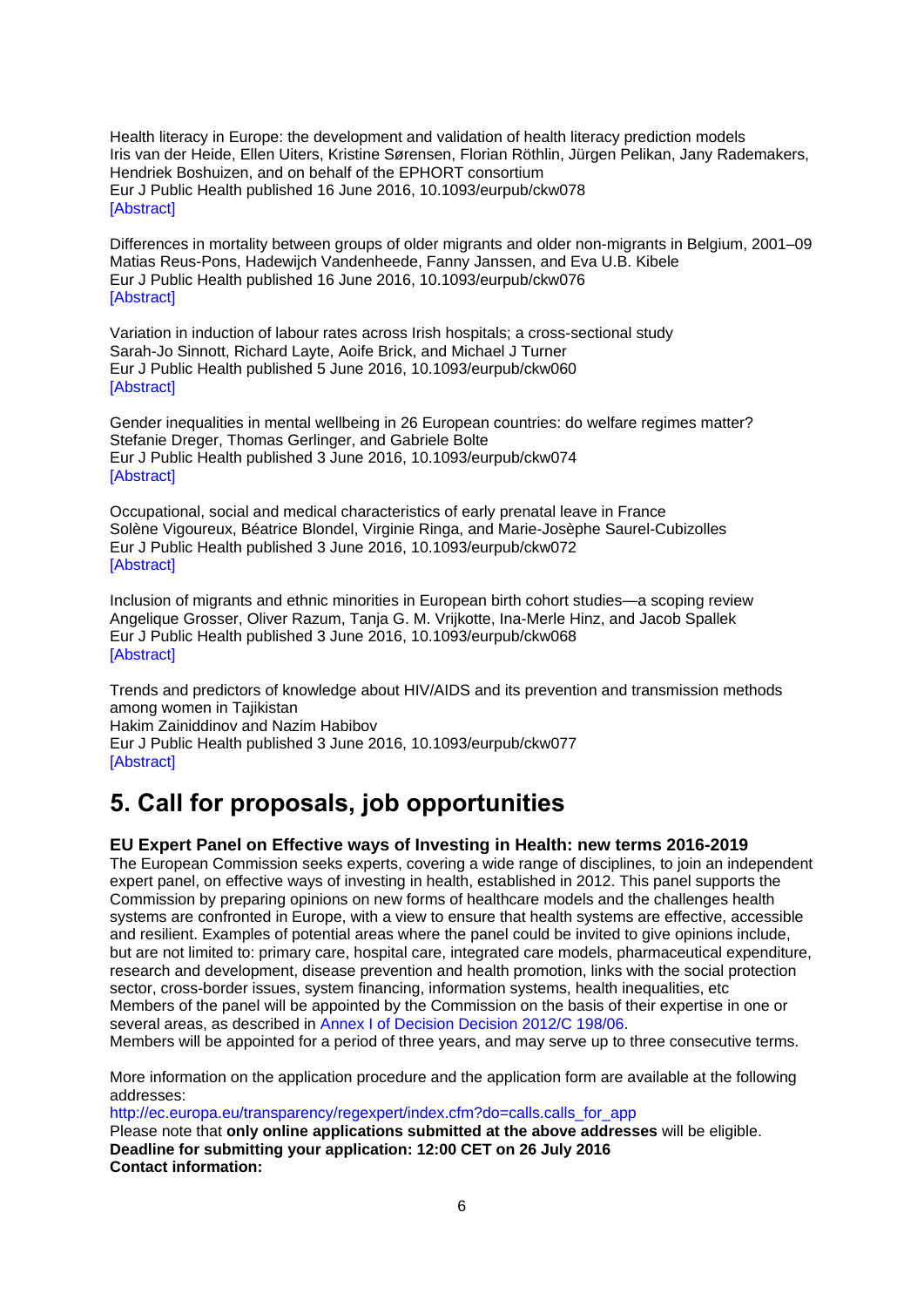Health literacy in Europe: the development and validation of health literacy prediction models
Iris van der Heide, Ellen Uiters, Kristine Sørensen, Florian Röthlin, Jürgen Pelikan, Jany Rademakers, Hendriek Boshuizen, and on behalf of the EPHORT consortium
Eur J Public Health published 16 June 2016, 10.1093/eurpub/ckw078
[Abstract]

Differences in mortality between groups of older migrants and older non-migrants in Belgium, 2001–09
Matias Reus-Pons, Hadewijch Vandenheede, Fanny Janssen, and Eva U.B. Kibele
Eur J Public Health published 16 June 2016, 10.1093/eurpub/ckw076
[Abstract]

Variation in induction of labour rates across Irish hospitals; a cross-sectional study
Sarah-Jo Sinnott, Richard Layte, Aoife Brick, and Michael J Turner
Eur J Public Health published 5 June 2016, 10.1093/eurpub/ckw060
[Abstract]

Gender inequalities in mental wellbeing in 26 European countries: do welfare regimes matter?
Stefanie Dreger, Thomas Gerlinger, and Gabriele Bolte
Eur J Public Health published 3 June 2016, 10.1093/eurpub/ckw074
[Abstract]

Occupational, social and medical characteristics of early prenatal leave in France
Solène Vigoureux, Béatrice Blondel, Virginie Ringa, and Marie-Josèphe Saurel-Cubizolles
Eur J Public Health published 3 June 2016, 10.1093/eurpub/ckw072
[Abstract]

Inclusion of migrants and ethnic minorities in European birth cohort studies—a scoping review
Angelique Grosser, Oliver Razum, Tanja G. M. Vrijkotte, Ina-Merle Hinz, and Jacob Spallek
Eur J Public Health published 3 June 2016, 10.1093/eurpub/ckw068
[Abstract]

Trends and predictors of knowledge about HIV/AIDS and its prevention and transmission methods among women in Tajikistan
Hakim Zainiddinov and Nazim Habibov
Eur J Public Health published 3 June 2016, 10.1093/eurpub/ckw077
[Abstract]

# 5. Call for proposals, job opportunities

### EU Expert Panel on Effective ways of Investing in Health: new terms 2016-2019

The European Commission seeks experts, covering a wide range of disciplines, to join an independent expert panel, on effective ways of investing in health, established in 2012. This panel supports the Commission by preparing opinions on new forms of healthcare models and the challenges health systems are confronted in Europe, with a view to ensure that health systems are effective, accessible and resilient. Examples of potential areas where the panel could be invited to give opinions include, but are not limited to: primary care, hospital care, integrated care models, pharmaceutical expenditure, research and development, disease prevention and health promotion, links with the social protection sector, cross-border issues, system financing, information systems, health inequalities, etc
Members of the panel will be appointed by the Commission on the basis of their expertise in one or several areas, as described in Annex I of Decision Decision 2012/C 198/06.
Members will be appointed for a period of three years, and may serve up to three consecutive terms.

More information on the application procedure and the application form are available at the following addresses:
http://ec.europa.eu/transparency/regexpert/index.cfm?do=calls.calls_for_app
Please note that **only online applications submitted at the above addresses** will be eligible.
**Deadline for submitting your application: 12:00 CET on 26 July 2016**
**Contact information:**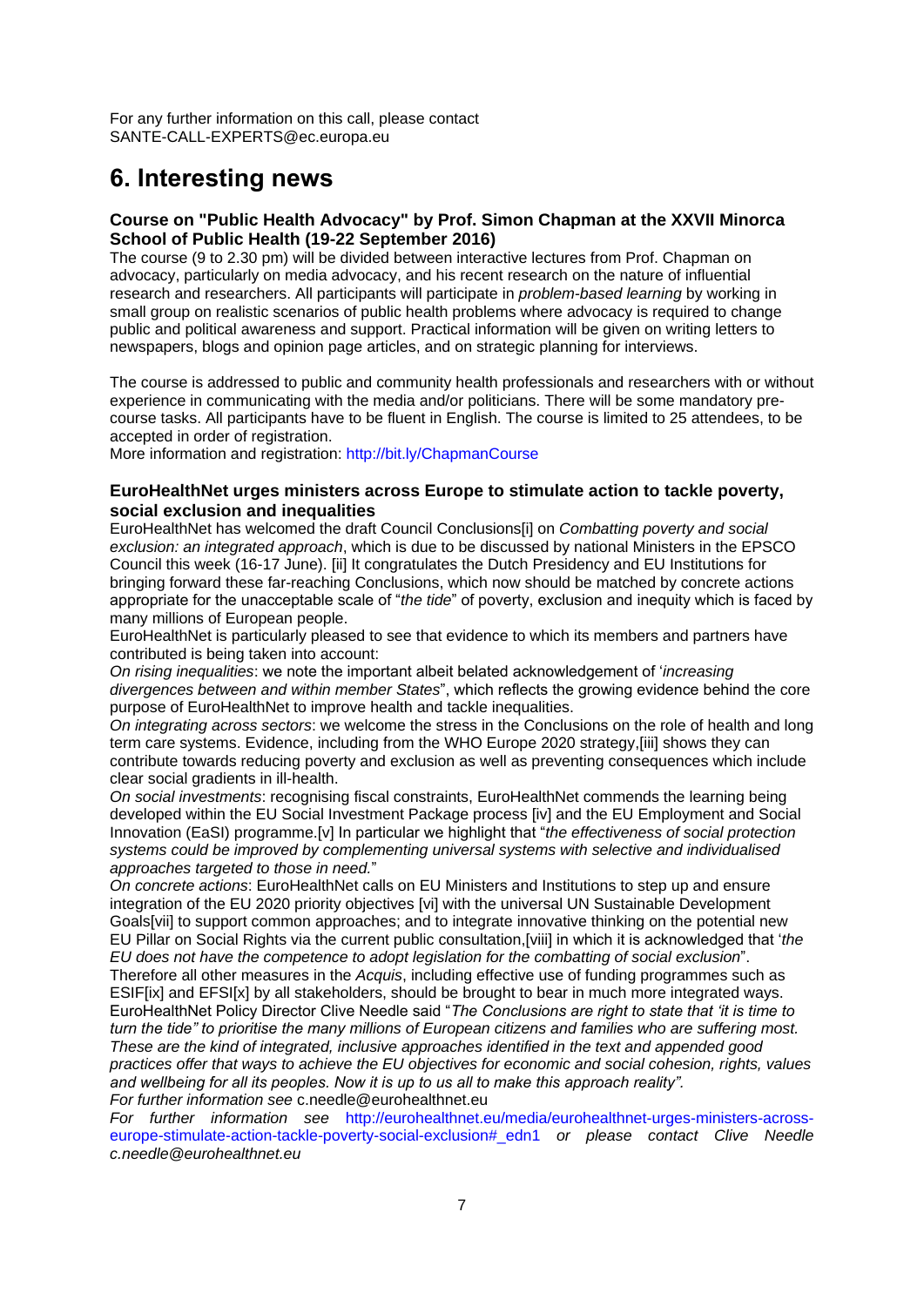For any further information on this call, please contact SANTE-CALL-EXPERTS@ec.europa.eu

# 6. Interesting news

### Course on "Public Health Advocacy" by Prof. Simon Chapman at the XXVII Minorca School of Public Health (19-22 September 2016)

The course (9 to 2.30 pm) will be divided between interactive lectures from Prof. Chapman on advocacy, particularly on media advocacy, and his recent research on the nature of influential research and researchers. All participants will participate in *problem-based learning* by working in small group on realistic scenarios of public health problems where advocacy is required to change public and political awareness and support. Practical information will be given on writing letters to newspapers, blogs and opinion page articles, and on strategic planning for interviews.

The course is addressed to public and community health professionals and researchers with or without experience in communicating with the media and/or politicians. There will be some mandatory pre-course tasks. All participants have to be fluent in English. The course is limited to 25 attendees, to be accepted in order of registration.

More information and registration: http://bit.ly/ChapmanCourse

### EuroHealthNet urges ministers across Europe to stimulate action to tackle poverty, social exclusion and inequalities

EuroHealthNet has welcomed the draft Council Conclusions[i] on *Combatting poverty and social exclusion: an integrated approach*, which is due to be discussed by national Ministers in the EPSCO Council this week (16-17 June). [ii] It congratulates the Dutch Presidency and EU Institutions for bringing forward these far-reaching Conclusions, which now should be matched by concrete actions appropriate for the unacceptable scale of "*the tide*" of poverty, exclusion and inequity which is faced by many millions of European people.

EuroHealthNet is particularly pleased to see that evidence to which its members and partners have contributed is being taken into account:

*On rising inequalities*: we note the important albeit belated acknowledgement of '*increasing divergences between and within member States*", which reflects the growing evidence behind the core purpose of EuroHealthNet to improve health and tackle inequalities.

*On integrating across sectors*: we welcome the stress in the Conclusions on the role of health and long term care systems. Evidence, including from the WHO Europe 2020 strategy,[iii] shows they can contribute towards reducing poverty and exclusion as well as preventing consequences which include clear social gradients in ill-health.

*On social investments*: recognising fiscal constraints, EuroHealthNet commends the learning being developed within the EU Social Investment Package process [iv] and the EU Employment and Social Innovation (EaSI) programme.[v] In particular we highlight that "*the effectiveness of social protection systems could be improved by complementing universal systems with selective and individualised approaches targeted to those in need.*"

*On concrete actions*: EuroHealthNet calls on EU Ministers and Institutions to step up and ensure integration of the EU 2020 priority objectives [vi] with the universal UN Sustainable Development Goals[vii] to support common approaches; and to integrate innovative thinking on the potential new EU Pillar on Social Rights via the current public consultation,[viii] in which it is acknowledged that '*the EU does not have the competence to adopt legislation for the combatting of social exclusion*".

Therefore all other measures in the *Acquis*, including effective use of funding programmes such as ESIF[ix] and EFSI[x] by all stakeholders, should be brought to bear in much more integrated ways.

EuroHealthNet Policy Director Clive Needle said "*The Conclusions are right to state that 'it is time to turn the tide" to prioritise the many millions of European citizens and families who are suffering most. These are the kind of integrated, inclusive approaches identified in the text and appended good practices offer that ways to achieve the EU objectives for economic and social cohesion, rights, values and wellbeing for all its peoples. Now it is up to us all to make this approach reality".*

*For further information see* c.needle@eurohealthnet.eu

*For further information see* http://eurohealthnet.eu/media/eurohealthnet-urges-ministers-across-europe-stimulate-action-tackle-poverty-social-exclusion#_edn1 *or please contact Clive Needle c.needle@eurohealthnet.eu*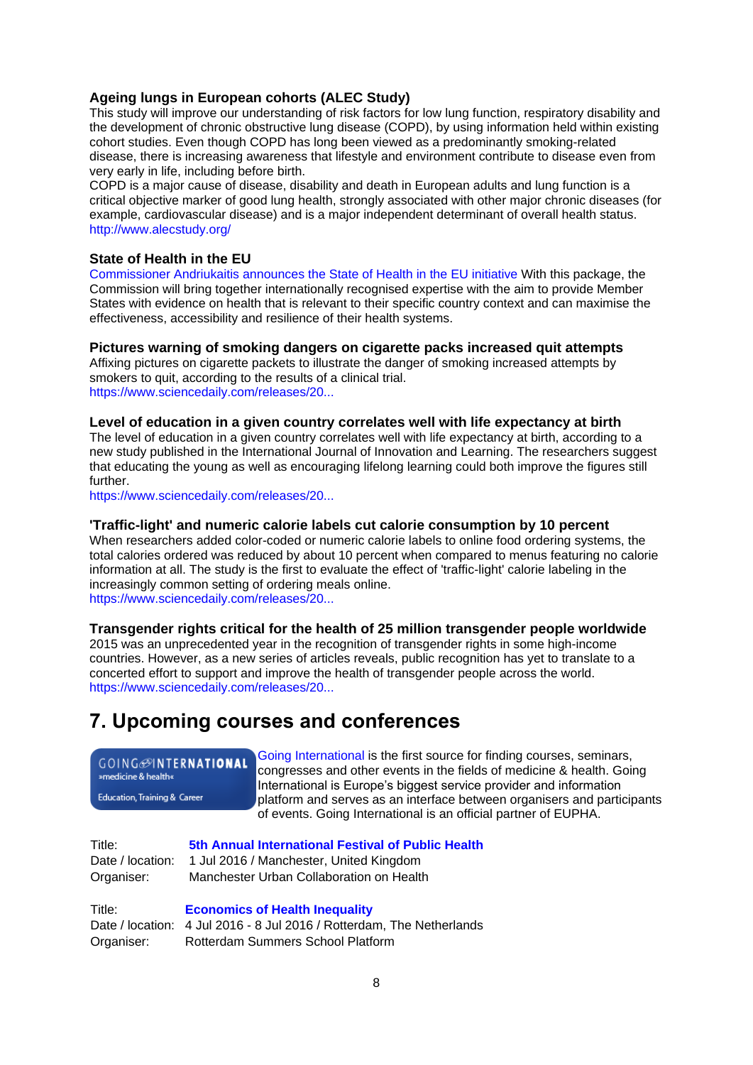### Ageing lungs in European cohorts (ALEC Study)

This study will improve our understanding of risk factors for low lung function, respiratory disability and the development of chronic obstructive lung disease (COPD), by using information held within existing cohort studies. Even though COPD has long been viewed as a predominantly smoking-related disease, there is increasing awareness that lifestyle and environment contribute to disease even from very early in life, including before birth.

COPD is a major cause of disease, disability and death in European adults and lung function is a critical objective marker of good lung health, strongly associated with other major chronic diseases (for example, cardiovascular disease) and is a major independent determinant of overall health status.

http://www.alecstudy.org/

### State of Health in the EU

Commissioner Andriukaitis announces the State of Health in the EU initiative With this package, the Commission will bring together internationally recognised expertise with the aim to provide Member States with evidence on health that is relevant to their specific country context and can maximise the effectiveness, accessibility and resilience of their health systems.

### Pictures warning of smoking dangers on cigarette packs increased quit attempts

Affixing pictures on cigarette packets to illustrate the danger of smoking increased attempts by smokers to quit, according to the results of a clinical trial.

https://www.sciencedaily.com/releases/20...

### Level of education in a given country correlates well with life expectancy at birth

The level of education in a given country correlates well with life expectancy at birth, according to a new study published in the International Journal of Innovation and Learning. The researchers suggest that educating the young as well as encouraging lifelong learning could both improve the figures still further.

https://www.sciencedaily.com/releases/20...

### 'Traffic-light' and numeric calorie labels cut calorie consumption by 10 percent

When researchers added color-coded or numeric calorie labels to online food ordering systems, the total calories ordered was reduced by about 10 percent when compared to menus featuring no calorie information at all. The study is the first to evaluate the effect of 'traffic-light' calorie labeling in the increasingly common setting of ordering meals online.

https://www.sciencedaily.com/releases/20...

### Transgender rights critical for the health of 25 million transgender people worldwide

2015 was an unprecedented year in the recognition of transgender rights in some high-income countries. However, as a new series of articles reveals, public recognition has yet to translate to a concerted effort to support and improve the health of transgender people across the world.

https://www.sciencedaily.com/releases/20...

## 7. Upcoming courses and conferences

GOING INTERNATIONAL »medicine & health« Education, Training & Career

Going International is the first source for finding courses, seminars, congresses and other events in the fields of medicine & health. Going International is Europe's biggest service provider and information platform and serves as an interface between organisers and participants of events. Going International is an official partner of EUPHA.

Title: **5th Annual International Festival of Public Health**
Date / location: 1 Jul 2016 / Manchester, United Kingdom
Organiser: Manchester Urban Collaboration on Health

Title: **Economics of Health Inequality**
Date / location: 4 Jul 2016 - 8 Jul 2016 / Rotterdam, The Netherlands
Organiser: Rotterdam Summers School Platform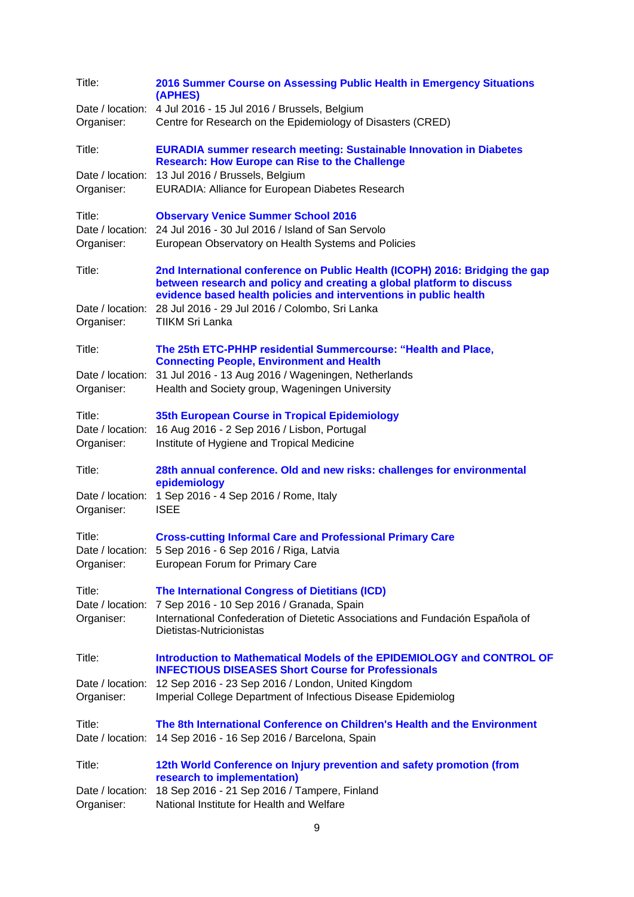Title: **2016 Summer Course on Assessing Public Health in Emergency Situations (APHES)**
Date / location: 4 Jul 2016 - 15 Jul 2016 / Brussels, Belgium
Organiser: Centre for Research on the Epidemiology of Disasters (CRED)

Title: **EURADIA summer research meeting: Sustainable Innovation in Diabetes Research: How Europe can Rise to the Challenge**
Date / location: 13 Jul 2016 / Brussels, Belgium
Organiser: EURADIA: Alliance for European Diabetes Research

Title: **Observary Venice Summer School 2016**
Date / location: 24 Jul 2016 - 30 Jul 2016 / Island of San Servolo
Organiser: European Observatory on Health Systems and Policies

Title: **2nd International conference on Public Health (ICOPH) 2016: Bridging the gap between research and policy and creating a global platform to discuss evidence based health policies and interventions in public health**
Date / location: 28 Jul 2016 - 29 Jul 2016 / Colombo, Sri Lanka
Organiser: TIIKM Sri Lanka

Title: **The 25th ETC-PHHP residential Summercourse: "Health and Place, Connecting People, Environment and Health**
Date / location: 31 Jul 2016 - 13 Aug 2016 / Wageningen, Netherlands
Organiser: Health and Society group, Wageningen University

Title: **35th European Course in Tropical Epidemiology**
Date / location: 16 Aug 2016 - 2 Sep 2016 / Lisbon, Portugal
Organiser: Institute of Hygiene and Tropical Medicine

Title: **28th annual conference. Old and new risks: challenges for environmental epidemiology**
Date / location: 1 Sep 2016 - 4 Sep 2016 / Rome, Italy
Organiser: ISEE

Title: **Cross-cutting Informal Care and Professional Primary Care**
Date / location: 5 Sep 2016 - 6 Sep 2016 / Riga, Latvia
Organiser: European Forum for Primary Care

Title: **The International Congress of Dietitians (ICD)**
Date / location: 7 Sep 2016 - 10 Sep 2016 / Granada, Spain
Organiser: International Confederation of Dietetic Associations and Fundación Española of Dietistas-Nutricionistas

Title: **Introduction to Mathematical Models of the EPIDEMIOLOGY and CONTROL OF INFECTIOUS DISEASES Short Course for Professionals**
Date / location: 12 Sep 2016 - 23 Sep 2016 / London, United Kingdom
Organiser: Imperial College Department of Infectious Disease Epidemiolog

Title: **The 8th International Conference on Children's Health and the Environment**
Date / location: 14 Sep 2016 - 16 Sep 2016 / Barcelona, Spain

Title: **12th World Conference on Injury prevention and safety promotion (from research to implementation)**
Date / location: 18 Sep 2016 - 21 Sep 2016 / Tampere, Finland
Organiser: National Institute for Health and Welfare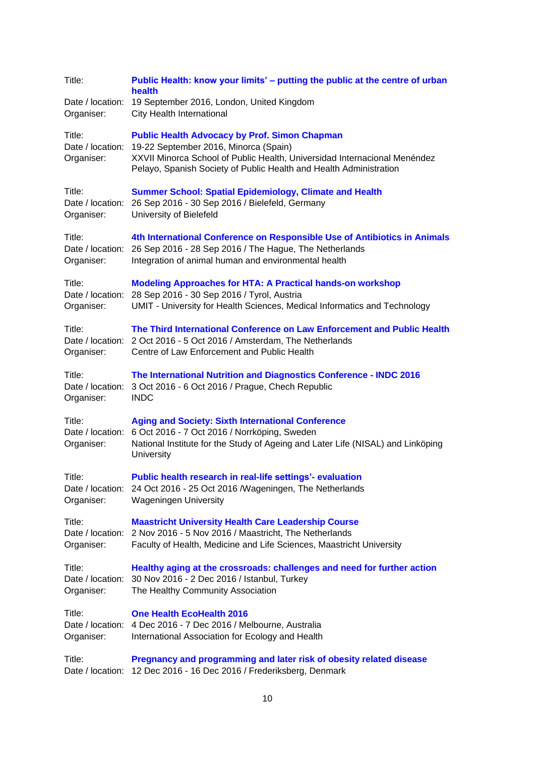Title: **Public Health: know your limits' – putting the public at the centre of urban health**
Date / location: 19 September 2016, London, United Kingdom
Organiser: City Health International

Title: **Public Health Advocacy by Prof. Simon Chapman**
Date / location: 19-22 September 2016, Minorca (Spain)
Organiser: XXVII Minorca School of Public Health, Universidad Internacional Menéndez Pelayo, Spanish Society of Public Health and Health Administration

Title: **Summer School: Spatial Epidemiology, Climate and Health**
Date / location: 26 Sep 2016 - 30 Sep 2016 / Bielefeld, Germany
Organiser: University of Bielefeld

Title: **4th International Conference on Responsible Use of Antibiotics in Animals**
Date / location: 26 Sep 2016 - 28 Sep 2016 / The Hague, The Netherlands
Organiser: Integration of animal human and environmental health

Title: **Modeling Approaches for HTA: A Practical hands-on workshop**
Date / location: 28 Sep 2016 - 30 Sep 2016 / Tyrol, Austria
Organiser: UMIT - University for Health Sciences, Medical Informatics and Technology

Title: **The Third International Conference on Law Enforcement and Public Health**
Date / location: 2 Oct 2016 - 5 Oct 2016 / Amsterdam, The Netherlands
Organiser: Centre of Law Enforcement and Public Health

Title: **The International Nutrition and Diagnostics Conference - INDC 2016**
Date / location: 3 Oct 2016 - 6 Oct 2016 / Prague, Chech Republic
Organiser: INDC

Title: **Aging and Society: Sixth International Conference**
Date / location: 6 Oct 2016 - 7 Oct 2016 / Norrköping, Sweden
Organiser: National Institute for the Study of Ageing and Later Life (NISAL) and Linköping University

Title: **Public health research in real-life settings'- evaluation**
Date / location: 24 Oct 2016 - 25 Oct 2016 /Wageningen, The Netherlands
Organiser: Wageningen University

Title: **Maastricht University Health Care Leadership Course**
Date / location: 2 Nov 2016 - 5 Nov 2016 / Maastricht, The Netherlands
Organiser: Faculty of Health, Medicine and Life Sciences, Maastricht University

Title: **Healthy aging at the crossroads: challenges and need for further action**
Date / location: 30 Nov 2016 - 2 Dec 2016 / Istanbul, Turkey
Organiser: The Healthy Community Association

Title: **One Health EcoHealth 2016**
Date / location: 4 Dec 2016 - 7 Dec 2016 / Melbourne, Australia
Organiser: International Association for Ecology and Health

Title: **Pregnancy and programming and later risk of obesity related disease**
Date / location: 12 Dec 2016 - 16 Dec 2016 / Frederiksberg, Denmark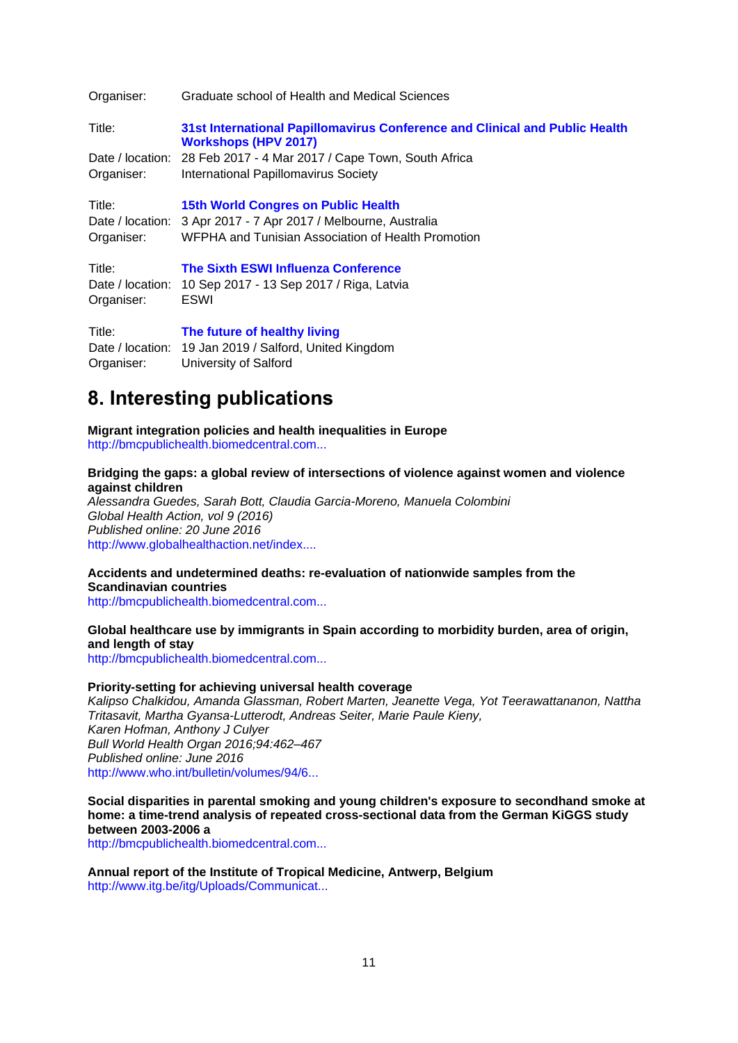Organiser: Graduate school of Health and Medical Sciences

Title: **31st International Papillomavirus Conference and Clinical and Public Health Workshops (HPV 2017)**
Date / location: 28 Feb 2017 - 4 Mar 2017 / Cape Town, South Africa
Organiser: International Papillomavirus Society

Title: **15th World Congres on Public Health**
Date / location: 3 Apr 2017 - 7 Apr 2017 / Melbourne, Australia
Organiser: WFPHA and Tunisian Association of Health Promotion

Title: **The Sixth ESWI Influenza Conference**
Date / location: 10 Sep 2017 - 13 Sep 2017 / Riga, Latvia
Organiser: ESWI

Title: **The future of healthy living**
Date / location: 19 Jan 2019 / Salford, United Kingdom
Organiser: University of Salford

# 8. Interesting publications

**Migrant integration policies and health inequalities in Europe**
http://bmcpublichealth.biomedcentral.com...

**Bridging the gaps: a global review of intersections of violence against women and violence against children**
*Alessandra Guedes, Sarah Bott, Claudia Garcia-Moreno, Manuela Colombini*
*Global Health Action, vol 9 (2016)*
*Published online: 20 June 2016*
http://www.globalhealthaction.net/index....

**Accidents and undetermined deaths: re-evaluation of nationwide samples from the Scandinavian countries**
http://bmcpublichealth.biomedcentral.com...

**Global healthcare use by immigrants in Spain according to morbidity burden, area of origin, and length of stay**
http://bmcpublichealth.biomedcentral.com...

**Priority-setting for achieving universal health coverage**
*Kalipso Chalkidou, Amanda Glassman, Robert Marten, Jeanette Vega, Yot Teerawattananon, Nattha Tritasavit, Martha Gyansa-Lutterodt, Andreas Seiter, Marie Paule Kieny, Karen Hofman, Anthony J Culyer*
*Bull World Health Organ 2016;94:462–467*
*Published online: June 2016*
http://www.who.int/bulletin/volumes/94/6...

**Social disparities in parental smoking and young children's exposure to secondhand smoke at home: a time-trend analysis of repeated cross-sectional data from the German KiGGS study between 2003-2006 a**
http://bmcpublichealth.biomedcentral.com...

**Annual report of the Institute of Tropical Medicine, Antwerp, Belgium**
http://www.itg.be/itg/Uploads/Communicat...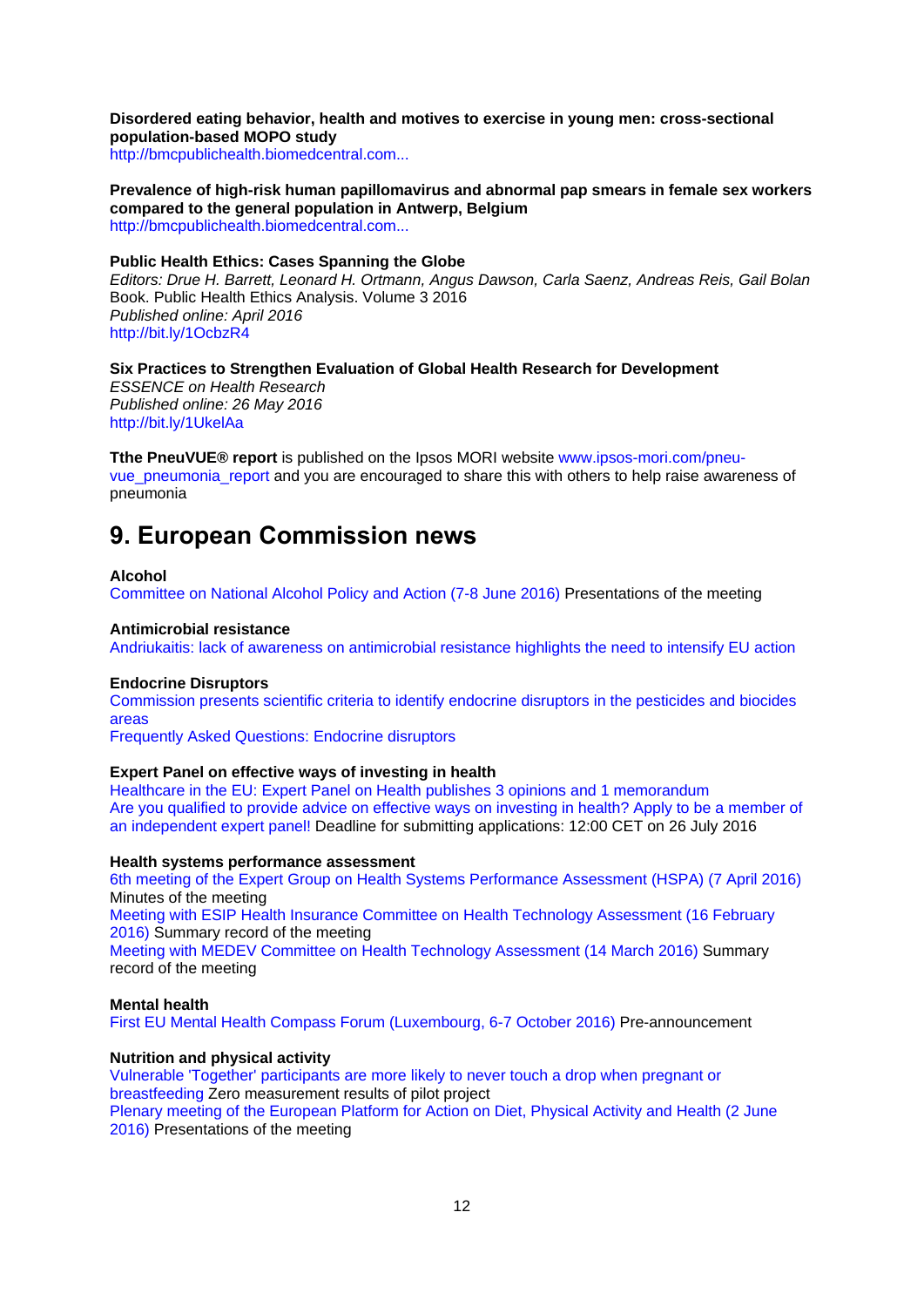**Disordered eating behavior, health and motives to exercise in young men: cross-sectional population-based MOPO study**
http://bmcpublichealth.biomedcentral.com...

**Prevalence of high-risk human papillomavirus and abnormal pap smears in female sex workers compared to the general population in Antwerp, Belgium**
http://bmcpublichealth.biomedcentral.com...

**Public Health Ethics: Cases Spanning the Globe**
*Editors: Drue H. Barrett, Leonard H. Ortmann, Angus Dawson, Carla Saenz, Andreas Reis, Gail Bolan*
Book. Public Health Ethics Analysis. Volume 3 2016
*Published online: April 2016*
http://bit.ly/1OcbzR4

**Six Practices to Strengthen Evaluation of Global Health Research for Development**
*ESSENCE on Health Research*
*Published online: 26 May 2016*
http://bit.ly/1UkelAa

**Tthe PneuVUE® report** is published on the Ipsos MORI website www.ipsos-mori.com/pneu-vue_pneumonia_report and you are encouraged to share this with others to help raise awareness of pneumonia

# 9. European Commission news

**Alcohol**
Committee on National Alcohol Policy and Action (7-8 June 2016) Presentations of the meeting

**Antimicrobial resistance**
Andriukaitis: lack of awareness on antimicrobial resistance highlights the need to intensify EU action

**Endocrine Disruptors**
Commission presents scientific criteria to identify endocrine disruptors in the pesticides and biocides areas
Frequently Asked Questions: Endocrine disruptors

**Expert Panel on effective ways of investing in health**
Healthcare in the EU: Expert Panel on Health publishes 3 opinions and 1 memorandum
Are you qualified to provide advice on effective ways on investing in health? Apply to be a member of an independent expert panel! Deadline for submitting applications: 12:00 CET on 26 July 2016

**Health systems performance assessment**
6th meeting of the Expert Group on Health Systems Performance Assessment (HSPA) (7 April 2016) Minutes of the meeting
Meeting with ESIP Health Insurance Committee on Health Technology Assessment (16 February 2016) Summary record of the meeting
Meeting with MEDEV Committee on Health Technology Assessment (14 March 2016) Summary record of the meeting

**Mental health**
First EU Mental Health Compass Forum (Luxembourg, 6-7 October 2016) Pre-announcement

**Nutrition and physical activity**
Vulnerable 'Together' participants are more likely to never touch a drop when pregnant or breastfeeding Zero measurement results of pilot project
Plenary meeting of the European Platform for Action on Diet, Physical Activity and Health (2 June 2016) Presentations of the meeting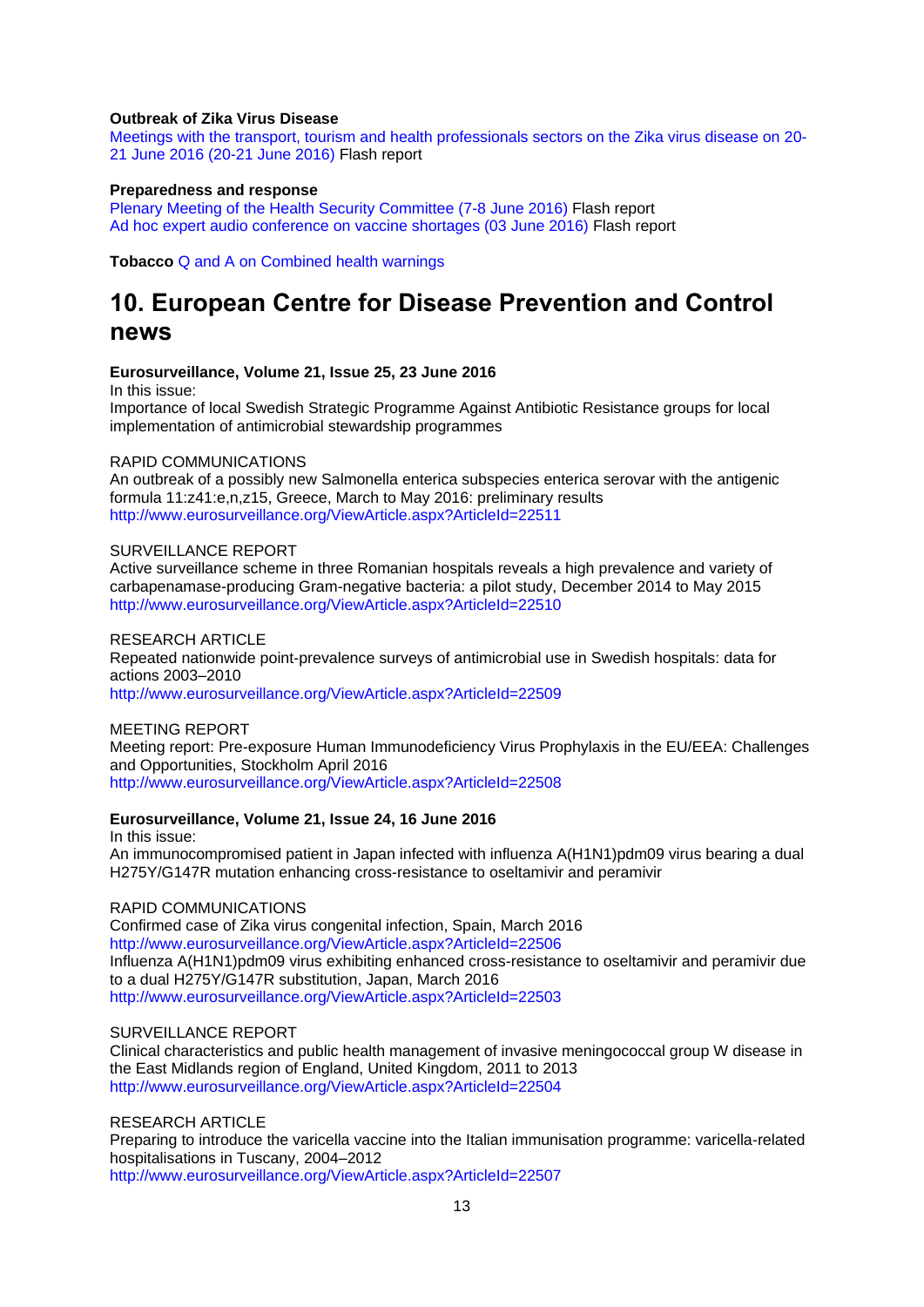**Outbreak of Zika Virus Disease**
Meetings with the transport, tourism and health professionals sectors on the Zika virus disease on 20-21 June 2016 (20-21 June 2016) Flash report

**Preparedness and response**
Plenary Meeting of the Health Security Committee (7-8 June 2016) Flash report
Ad hoc expert audio conference on vaccine shortages (03 June 2016) Flash report

**Tobacco** Q and A on Combined health warnings

# 10. European Centre for Disease Prevention and Control news

**Eurosurveillance, Volume 21, Issue 25, 23 June 2016**
In this issue:
Importance of local Swedish Strategic Programme Against Antibiotic Resistance groups for local implementation of antimicrobial stewardship programmes

RAPID COMMUNICATIONS
An outbreak of a possibly new Salmonella enterica subspecies enterica serovar with the antigenic formula 11:z41:e,n,z15, Greece, March to May 2016: preliminary results
http://www.eurosurveillance.org/ViewArticle.aspx?ArticleId=22511

SURVEILLANCE REPORT
Active surveillance scheme in three Romanian hospitals reveals a high prevalence and variety of carbapenamase-producing Gram-negative bacteria: a pilot study, December 2014 to May 2015
http://www.eurosurveillance.org/ViewArticle.aspx?ArticleId=22510

RESEARCH ARTICLE
Repeated nationwide point-prevalence surveys of antimicrobial use in Swedish hospitals: data for actions 2003–2010
http://www.eurosurveillance.org/ViewArticle.aspx?ArticleId=22509

MEETING REPORT
Meeting report: Pre-exposure Human Immunodeficiency Virus Prophylaxis in the EU/EEA: Challenges and Opportunities, Stockholm April 2016
http://www.eurosurveillance.org/ViewArticle.aspx?ArticleId=22508

**Eurosurveillance, Volume 21, Issue 24, 16 June 2016**
In this issue:
An immunocompromised patient in Japan infected with influenza A(H1N1)pdm09 virus bearing a dual H275Y/G147R mutation enhancing cross-resistance to oseltamivir and peramivir

RAPID COMMUNICATIONS
Confirmed case of Zika virus congenital infection, Spain, March 2016
http://www.eurosurveillance.org/ViewArticle.aspx?ArticleId=22506
Influenza A(H1N1)pdm09 virus exhibiting enhanced cross-resistance to oseltamivir and peramivir due to a dual H275Y/G147R substitution, Japan, March 2016
http://www.eurosurveillance.org/ViewArticle.aspx?ArticleId=22503

SURVEILLANCE REPORT
Clinical characteristics and public health management of invasive meningococcal group W disease in the East Midlands region of England, United Kingdom, 2011 to 2013
http://www.eurosurveillance.org/ViewArticle.aspx?ArticleId=22504

RESEARCH ARTICLE
Preparing to introduce the varicella vaccine into the Italian immunisation programme: varicella-related hospitalisations in Tuscany, 2004–2012
http://www.eurosurveillance.org/ViewArticle.aspx?ArticleId=22507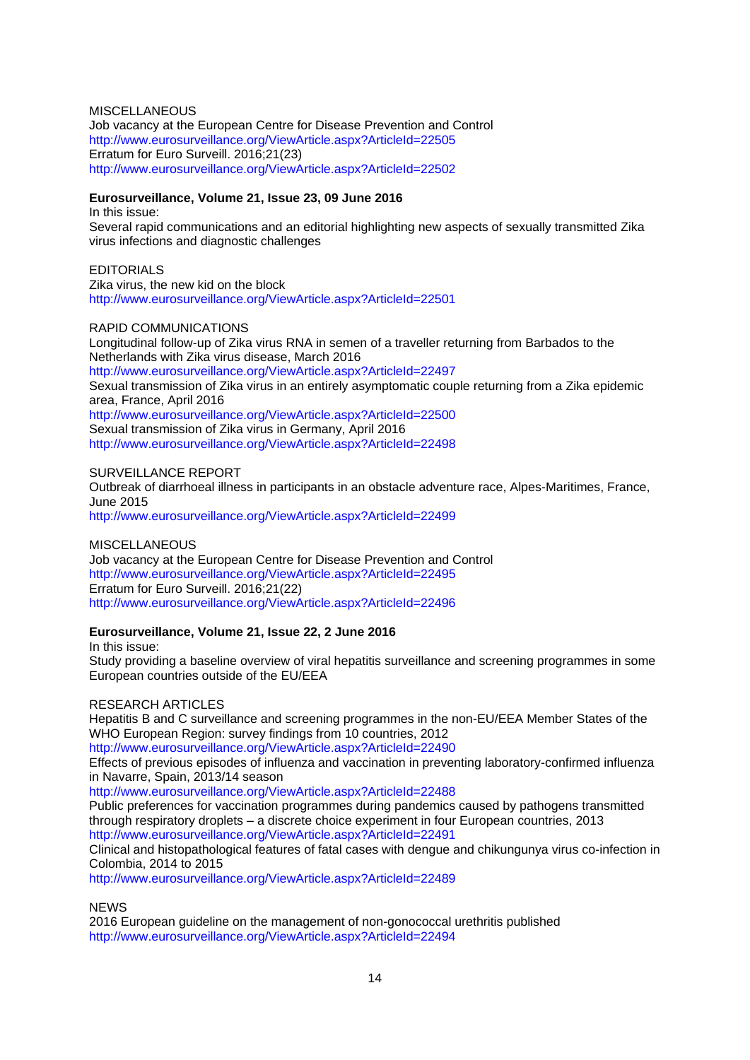MISCELLANEOUS

Job vacancy at the European Centre for Disease Prevention and Control
http://www.eurosurveillance.org/ViewArticle.aspx?ArticleId=22505
Erratum for Euro Surveill. 2016;21(23)
http://www.eurosurveillance.org/ViewArticle.aspx?ArticleId=22502

**Eurosurveillance, Volume 21, Issue 23, 09 June 2016**

In this issue:
Several rapid communications and an editorial highlighting new aspects of sexually transmitted Zika virus infections and diagnostic challenges

EDITORIALS

Zika virus, the new kid on the block
http://www.eurosurveillance.org/ViewArticle.aspx?ArticleId=22501

RAPID COMMUNICATIONS

Longitudinal follow-up of Zika virus RNA in semen of a traveller returning from Barbados to the Netherlands with Zika virus disease, March 2016
http://www.eurosurveillance.org/ViewArticle.aspx?ArticleId=22497
Sexual transmission of Zika virus in an entirely asymptomatic couple returning from a Zika epidemic area, France, April 2016
http://www.eurosurveillance.org/ViewArticle.aspx?ArticleId=22500
Sexual transmission of Zika virus in Germany, April 2016
http://www.eurosurveillance.org/ViewArticle.aspx?ArticleId=22498

SURVEILLANCE REPORT

Outbreak of diarrhoeal illness in participants in an obstacle adventure race, Alpes-Maritimes, France, June 2015
http://www.eurosurveillance.org/ViewArticle.aspx?ArticleId=22499

MISCELLANEOUS

Job vacancy at the European Centre for Disease Prevention and Control
http://www.eurosurveillance.org/ViewArticle.aspx?ArticleId=22495
Erratum for Euro Surveill. 2016;21(22)
http://www.eurosurveillance.org/ViewArticle.aspx?ArticleId=22496

**Eurosurveillance, Volume 21, Issue 22, 2 June 2016**

In this issue:
Study providing a baseline overview of viral hepatitis surveillance and screening programmes in some European countries outside of the EU/EEA

RESEARCH ARTICLES

Hepatitis B and C surveillance and screening programmes in the non-EU/EEA Member States of the WHO European Region: survey findings from 10 countries, 2012
http://www.eurosurveillance.org/ViewArticle.aspx?ArticleId=22490
Effects of previous episodes of influenza and vaccination in preventing laboratory-confirmed influenza in Navarre, Spain, 2013/14 season
http://www.eurosurveillance.org/ViewArticle.aspx?ArticleId=22488
Public preferences for vaccination programmes during pandemics caused by pathogens transmitted through respiratory droplets – a discrete choice experiment in four European countries, 2013
http://www.eurosurveillance.org/ViewArticle.aspx?ArticleId=22491
Clinical and histopathological features of fatal cases with dengue and chikungunya virus co-infection in Colombia, 2014 to 2015
http://www.eurosurveillance.org/ViewArticle.aspx?ArticleId=22489

NEWS

2016 European guideline on the management of non-gonococcal urethritis published
http://www.eurosurveillance.org/ViewArticle.aspx?ArticleId=22494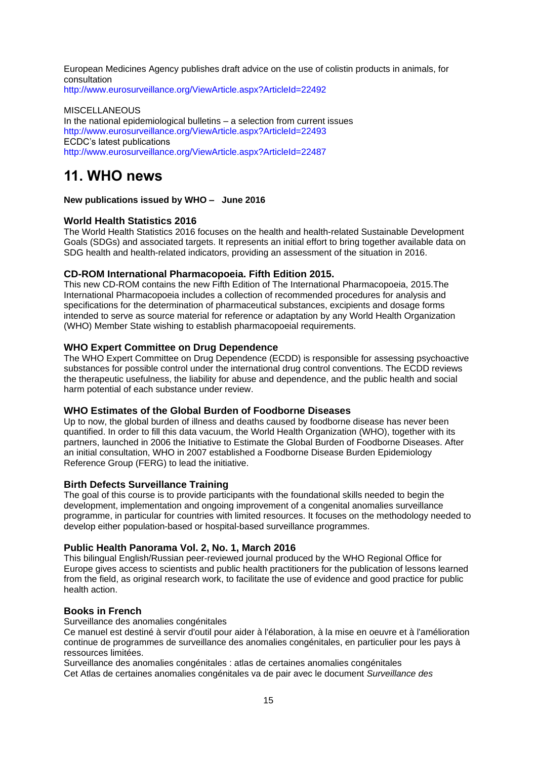European Medicines Agency publishes draft advice on the use of colistin products in animals, for consultation
http://www.eurosurveillance.org/ViewArticle.aspx?ArticleId=22492

MISCELLANEOUS
In the national epidemiological bulletins – a selection from current issues
http://www.eurosurveillance.org/ViewArticle.aspx?ArticleId=22493
ECDC's latest publications
http://www.eurosurveillance.org/ViewArticle.aspx?ArticleId=22487

# 11. WHO news

**New publications issued by WHO – June 2016**

### World Health Statistics 2016

The World Health Statistics 2016 focuses on the health and health-related Sustainable Development Goals (SDGs) and associated targets. It represents an initial effort to bring together available data on SDG health and health-related indicators, providing an assessment of the situation in 2016.

### CD-ROM International Pharmacopoeia. Fifth Edition 2015.

This new CD-ROM contains the new Fifth Edition of The International Pharmacopoeia, 2015.The International Pharmacopoeia includes a collection of recommended procedures for analysis and specifications for the determination of pharmaceutical substances, excipients and dosage forms intended to serve as source material for reference or adaptation by any World Health Organization (WHO) Member State wishing to establish pharmacopoeial requirements.

### WHO Expert Committee on Drug Dependence

The WHO Expert Committee on Drug Dependence (ECDD) is responsible for assessing psychoactive substances for possible control under the international drug control conventions. The ECDD reviews the therapeutic usefulness, the liability for abuse and dependence, and the public health and social harm potential of each substance under review.

### WHO Estimates of the Global Burden of Foodborne Diseases

Up to now, the global burden of illness and deaths caused by foodborne disease has never been quantified. In order to fill this data vacuum, the World Health Organization (WHO), together with its partners, launched in 2006 the Initiative to Estimate the Global Burden of Foodborne Diseases. After an initial consultation, WHO in 2007 established a Foodborne Disease Burden Epidemiology Reference Group (FERG) to lead the initiative.

### Birth Defects Surveillance Training

The goal of this course is to provide participants with the foundational skills needed to begin the development, implementation and ongoing improvement of a congenital anomalies surveillance programme, in particular for countries with limited resources. It focuses on the methodology needed to develop either population-based or hospital-based surveillance programmes.

### Public Health Panorama Vol. 2, No. 1, March 2016

This bilingual English/Russian peer-reviewed journal produced by the WHO Regional Office for Europe gives access to scientists and public health practitioners for the publication of lessons learned from the field, as original research work, to facilitate the use of evidence and good practice for public health action.

### Books in French

Surveillance des anomalies congénitales
Ce manuel est destiné à servir d'outil pour aider à l'élaboration, à la mise en oeuvre et à l'amélioration continue de programmes de surveillance des anomalies congénitales, en particulier pour les pays à ressources limitées.
Surveillance des anomalies congénitales : atlas de certaines anomalies congénitales
Cet Atlas de certaines anomalies congénitales va de pair avec le document *Surveillance des*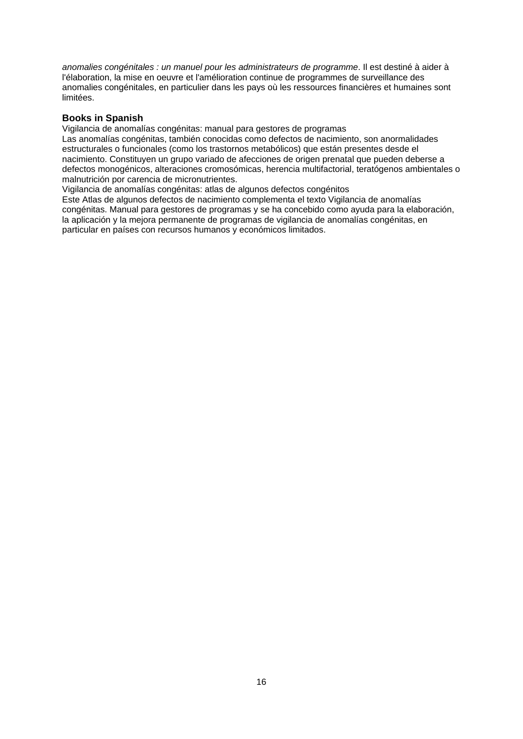*anomalies congénitales : un manuel pour les administrateurs de programme*. Il est destiné à aider à l'élaboration, la mise en oeuvre et l'amélioration continue de programmes de surveillance des anomalies congénitales, en particulier dans les pays où les ressources financières et humaines sont limitées.

### Books in Spanish

Vigilancia de anomalías congénitas: manual para gestores de programas
Las anomalías congénitas, también conocidas como defectos de nacimiento, son anormalidades estructurales o funcionales (como los trastornos metabólicos) que están presentes desde el nacimiento. Constituyen un grupo variado de afecciones de origen prenatal que pueden deberse a defectos monogénicos, alteraciones cromosómicas, herencia multifactorial, teratógenos ambientales o malnutrición por carencia de micronutrientes.
Vigilancia de anomalías congénitas: atlas de algunos defectos congénitos
Este Atlas de algunos defectos de nacimiento complementa el texto Vigilancia de anomalías congénitas. Manual para gestores de programas y se ha concebido como ayuda para la elaboración, la aplicación y la mejora permanente de programas de vigilancia de anomalías congénitas, en particular en países con recursos humanos y económicos limitados.